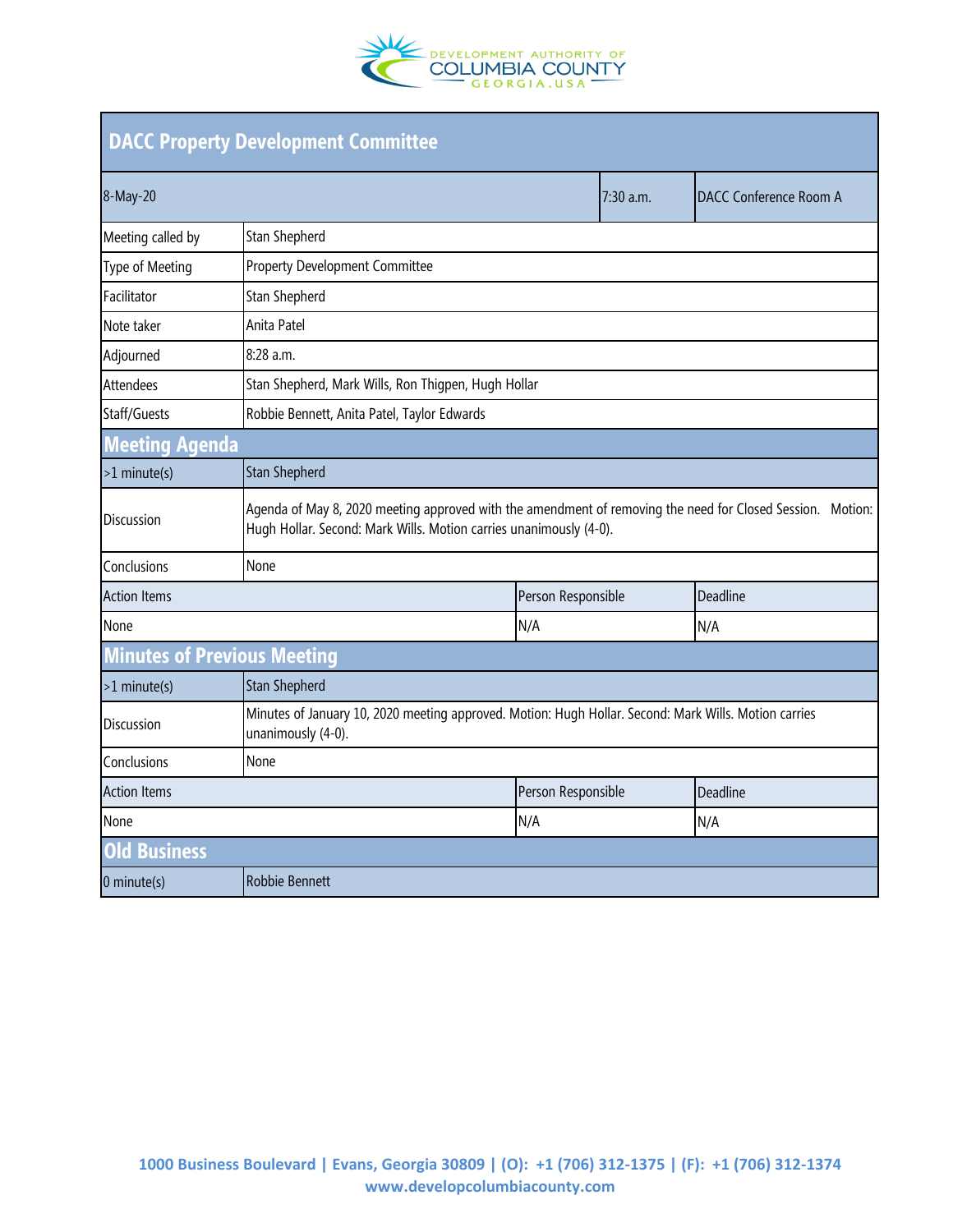# DACC Property Development Committee

| 8-May-20 | | 7:30 a.m. | DACC Conference Room A |
|---|---|---|---|
| Meeting called by | Stan Shepherd | | |
| Type of Meeting | Property Development Committee | | |
| Facilitator | Stan Shepherd | | |
| Note taker | Anita Patel | | |
| Adjourned | 8:28 a.m. | | |
| Attendees | Stan Shepherd, Mark Wills, Ron Thigpen, Hugh Hollar | | |
| Staff/Guests | Robbie Bennett, Anita Patel, Taylor Edwards | | |

## Meeting Agenda

| >1 minute(s) | Stan Shepherd | |
|---|---|---|
| Discussion | Agenda of May 8, 2020 meeting approved with the amendment of removing the need for Closed Session. Motion: Hugh Hollar. Second: Mark Wills. Motion carries unanimously (4-0). | |
| Conclusions | None | |
| **Action Items** | **Person Responsible** | **Deadline** |
| None | N/A | N/A |

## Minutes of Previous Meeting

| >1 minute(s) | Stan Shepherd | |
|---|---|---|
| Discussion | Minutes of January 10, 2020 meeting approved. Motion: Hugh Hollar. Second: Mark Wills. Motion carries unanimously (4-0). | |
| Conclusions | None | |
| **Action Items** | **Person Responsible** | **Deadline** |
| None | N/A | N/A |

## Old Business

| 0 minute(s) | Robbie Bennett |
|---|---|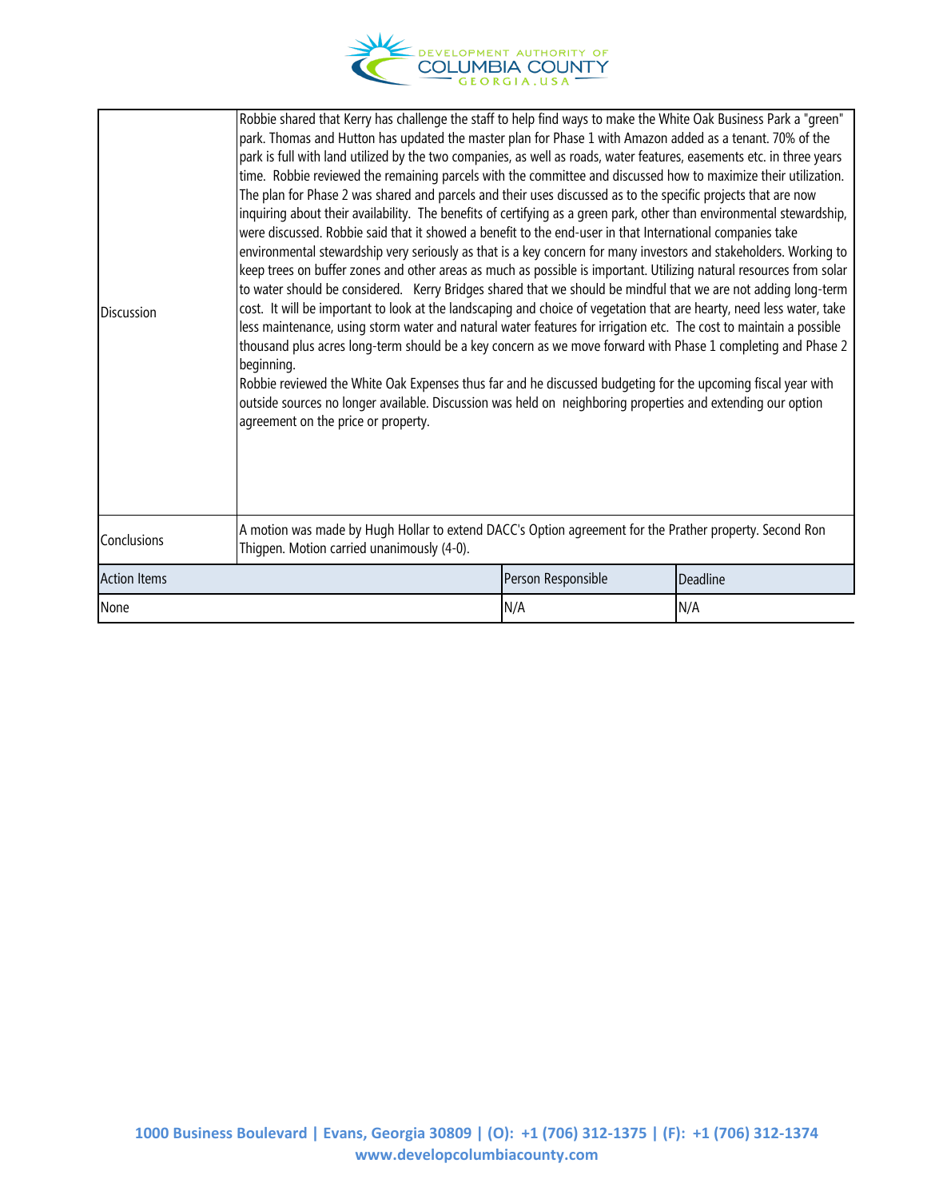| | | | |
|---|---|---|---|
| Discussion | Robbie shared that Kerry has challenge the staff to help find ways to make the White Oak Business Park a "green" park. Thomas and Hutton has updated the master plan for Phase 1 with Amazon added as a tenant. 70% of the park is full with land utilized by the two companies, as well as roads, water features, easements etc. in three years time. Robbie reviewed the remaining parcels with the committee and discussed how to maximize their utilization. The plan for Phase 2 was shared and parcels and their uses discussed as to the specific projects that are now inquiring about their availability. The benefits of certifying as a green park, other than environmental stewardship, were discussed. Robbie said that it showed a benefit to the end-user in that International companies take environmental stewardship very seriously as that is a key concern for many investors and stakeholders. Working to keep trees on buffer zones and other areas as much as possible is important. Utilizing natural resources from solar to water should be considered. Kerry Bridges shared that we should be mindful that we are not adding long-term cost. It will be important to look at the landscaping and choice of vegetation that are hearty, need less water, take less maintenance, using storm water and natural water features for irrigation etc. The cost to maintain a possible thousand plus acres long-term should be a key concern as we move forward with Phase 1 completing and Phase 2 beginning.<br>Robbie reviewed the White Oak Expenses thus far and he discussed budgeting for the upcoming fiscal year with outside sources no longer available. Discussion was held on neighboring properties and extending our option agreement on the price or property. | | |
| Conclusions | A motion was made by Hugh Hollar to extend DACC's Option agreement for the Prather property. Second Ron Thigpen. Motion carried unanimously (4-0). | | |
| Action Items | | Person Responsible | Deadline |
| None | | N/A | N/A |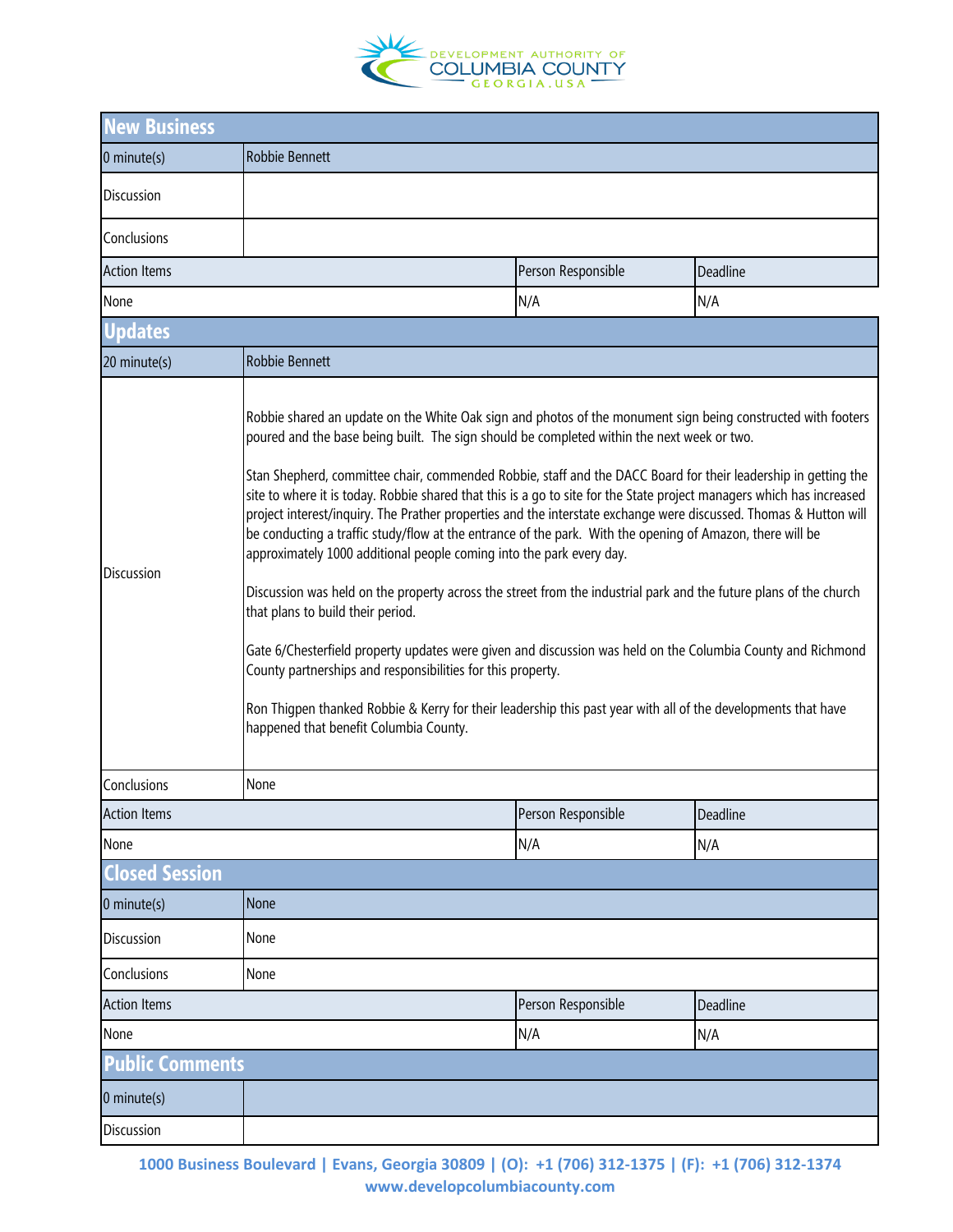## New Business

| 0 minute(s) | Robbie Bennett | | |
|---|---|---|---|
| Discussion | | | |
| Conclusions | | | |
| Action Items | | Person Responsible | Deadline |
| None | | N/A | N/A |

## Updates

| 20 minute(s) | Robbie Bennett | | |
|---|---|---|---|
| Discussion | Robbie shared an update on the White Oak sign and photos of the monument sign being constructed with footers poured and the base being built. The sign should be completed within the next week or two.<br><br>Stan Shepherd, committee chair, commended Robbie, staff and the DACC Board for their leadership in getting the site to where it is today. Robbie shared that this is a go to site for the State project managers which has increased project interest/inquiry. The Prather properties and the interstate exchange were discussed. Thomas & Hutton will be conducting a traffic study/flow at the entrance of the park. With the opening of Amazon, there will be approximately 1000 additional people coming into the park every day.<br><br>Discussion was held on the property across the street from the industrial park and the future plans of the church that plans to build their period.<br><br>Gate 6/Chesterfield property updates were given and discussion was held on the Columbia County and Richmond County partnerships and responsibilities for this property.<br><br>Ron Thigpen thanked Robbie & Kerry for their leadership this past year with all of the developments that have happened that benefit Columbia County. | | |
| Conclusions | None | | |
| Action Items | | Person Responsible | Deadline |
| None | | N/A | N/A |

## Closed Session

| 0 minute(s) | None | | |
|---|---|---|---|
| Discussion | None | | |
| Conclusions | None | | |
| Action Items | | Person Responsible | Deadline |
| None | | N/A | N/A |

## Public Comments

| 0 minute(s) | |
|---|---|
| Discussion | |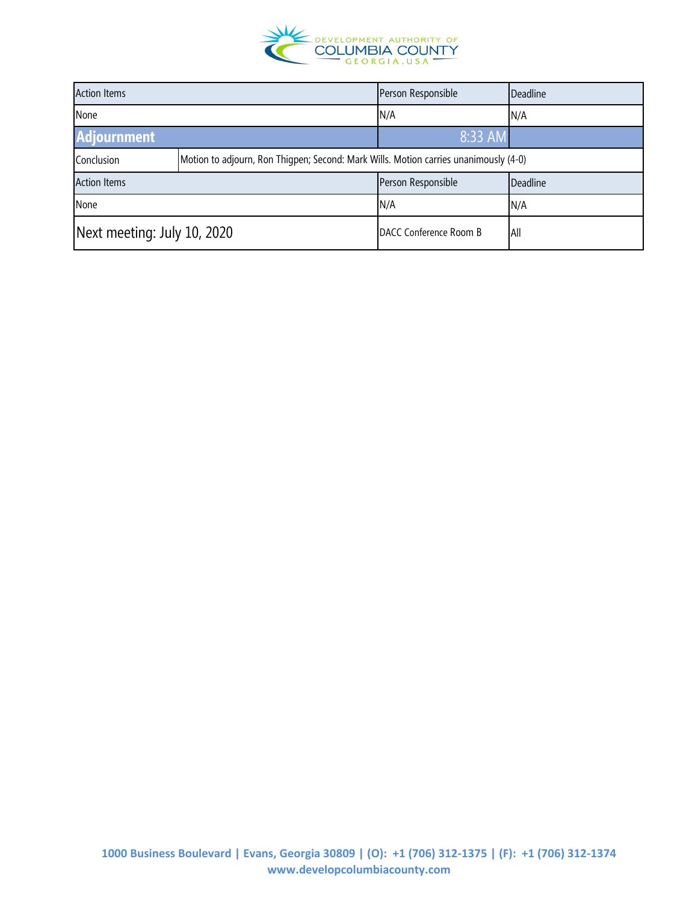| Action Items | | Person Responsible | Deadline |
|---|---|---|---|
| None | | N/A | N/A |
| **Adjournment** | | 8:33 AM | |
| Conclusion | Motion to adjourn, Ron Thigpen; Second: Mark Wills. Motion carries unanimously (4-0) | | |
| Action Items | | Person Responsible | Deadline |
| None | | N/A | N/A |
| Next meeting: July 10, 2020 | | DACC Conference Room B | All |